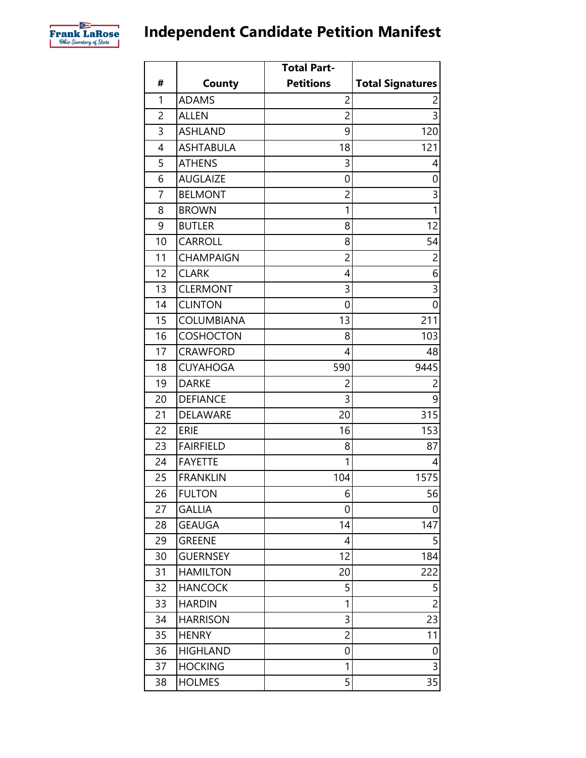# Independent Candidate Petition Manifest

| # | County | Total Part-Petitions | Total Signatures |
|---|---|---|---|
| 1 | ADAMS | 2 | 2 |
| 2 | ALLEN | 2 | 3 |
| 3 | ASHLAND | 9 | 120 |
| 4 | ASHTABULA | 18 | 121 |
| 5 | ATHENS | 3 | 4 |
| 6 | AUGLAIZE | 0 | 0 |
| 7 | BELMONT | 2 | 3 |
| 8 | BROWN | 1 | 1 |
| 9 | BUTLER | 8 | 12 |
| 10 | CARROLL | 8 | 54 |
| 11 | CHAMPAIGN | 2 | 2 |
| 12 | CLARK | 4 | 6 |
| 13 | CLERMONT | 3 | 3 |
| 14 | CLINTON | 0 | 0 |
| 15 | COLUMBIANA | 13 | 211 |
| 16 | COSHOCTON | 8 | 103 |
| 17 | CRAWFORD | 4 | 48 |
| 18 | CUYAHOGA | 590 | 9445 |
| 19 | DARKE | 2 | 2 |
| 20 | DEFIANCE | 3 | 9 |
| 21 | DELAWARE | 20 | 315 |
| 22 | ERIE | 16 | 153 |
| 23 | FAIRFIELD | 8 | 87 |
| 24 | FAYETTE | 1 | 4 |
| 25 | FRANKLIN | 104 | 1575 |
| 26 | FULTON | 6 | 56 |
| 27 | GALLIA | 0 | 0 |
| 28 | GEAUGA | 14 | 147 |
| 29 | GREENE | 4 | 5 |
| 30 | GUERNSEY | 12 | 184 |
| 31 | HAMILTON | 20 | 222 |
| 32 | HANCOCK | 5 | 5 |
| 33 | HARDIN | 1 | 2 |
| 34 | HARRISON | 3 | 23 |
| 35 | HENRY | 2 | 11 |
| 36 | HIGHLAND | 0 | 0 |
| 37 | HOCKING | 1 | 3 |
| 38 | HOLMES | 5 | 35 |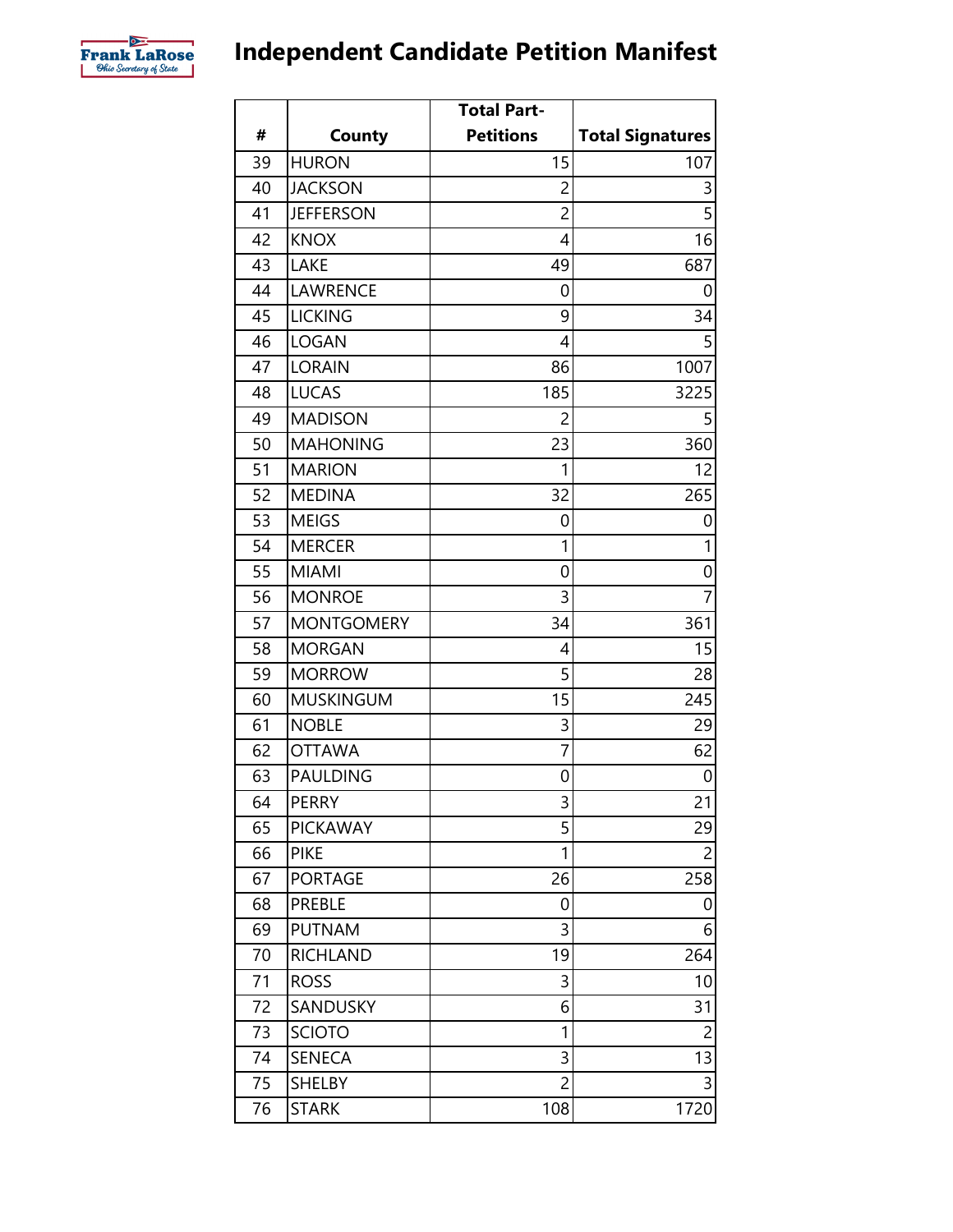# Independent Candidate Petition Manifest

| # | County | Total Part-Petitions | Total Signatures |
|---|---|---|---|
| 39 | HURON | 15 | 107 |
| 40 | JACKSON | 2 | 3 |
| 41 | JEFFERSON | 2 | 5 |
| 42 | KNOX | 4 | 16 |
| 43 | LAKE | 49 | 687 |
| 44 | LAWRENCE | 0 | 0 |
| 45 | LICKING | 9 | 34 |
| 46 | LOGAN | 4 | 5 |
| 47 | LORAIN | 86 | 1007 |
| 48 | LUCAS | 185 | 3225 |
| 49 | MADISON | 2 | 5 |
| 50 | MAHONING | 23 | 360 |
| 51 | MARION | 1 | 12 |
| 52 | MEDINA | 32 | 265 |
| 53 | MEIGS | 0 | 0 |
| 54 | MERCER | 1 | 1 |
| 55 | MIAMI | 0 | 0 |
| 56 | MONROE | 3 | 7 |
| 57 | MONTGOMERY | 34 | 361 |
| 58 | MORGAN | 4 | 15 |
| 59 | MORROW | 5 | 28 |
| 60 | MUSKINGUM | 15 | 245 |
| 61 | NOBLE | 3 | 29 |
| 62 | OTTAWA | 7 | 62 |
| 63 | PAULDING | 0 | 0 |
| 64 | PERRY | 3 | 21 |
| 65 | PICKAWAY | 5 | 29 |
| 66 | PIKE | 1 | 2 |
| 67 | PORTAGE | 26 | 258 |
| 68 | PREBLE | 0 | 0 |
| 69 | PUTNAM | 3 | 6 |
| 70 | RICHLAND | 19 | 264 |
| 71 | ROSS | 3 | 10 |
| 72 | SANDUSKY | 6 | 31 |
| 73 | SCIOTO | 1 | 2 |
| 74 | SENECA | 3 | 13 |
| 75 | SHELBY | 2 | 3 |
| 76 | STARK | 108 | 1720 |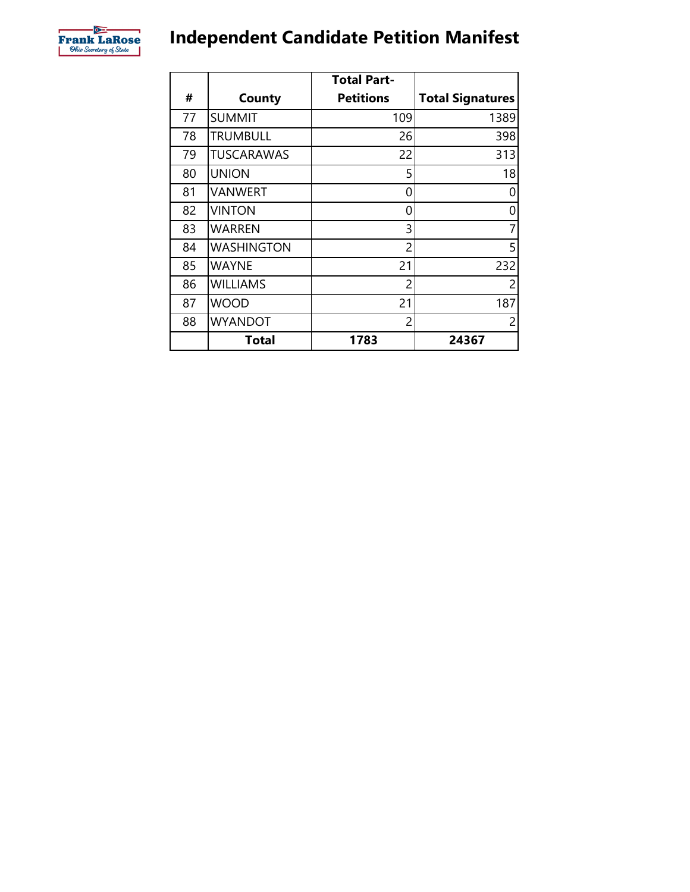# Independent Candidate Petition Manifest

| # | County | Total Part-Petitions | Total Signatures |
|---|---|---|---|
| 77 | SUMMIT | 109 | 1389 |
| 78 | TRUMBULL | 26 | 398 |
| 79 | TUSCARAWAS | 22 | 313 |
| 80 | UNION | 5 | 18 |
| 81 | VANWERT | 0 | 0 |
| 82 | VINTON | 0 | 0 |
| 83 | WARREN | 3 | 7 |
| 84 | WASHINGTON | 2 | 5 |
| 85 | WAYNE | 21 | 232 |
| 86 | WILLIAMS | 2 | 2 |
| 87 | WOOD | 21 | 187 |
| 88 | WYANDOT | 2 | 2 |
| | **Total** | **1783** | **24367** |